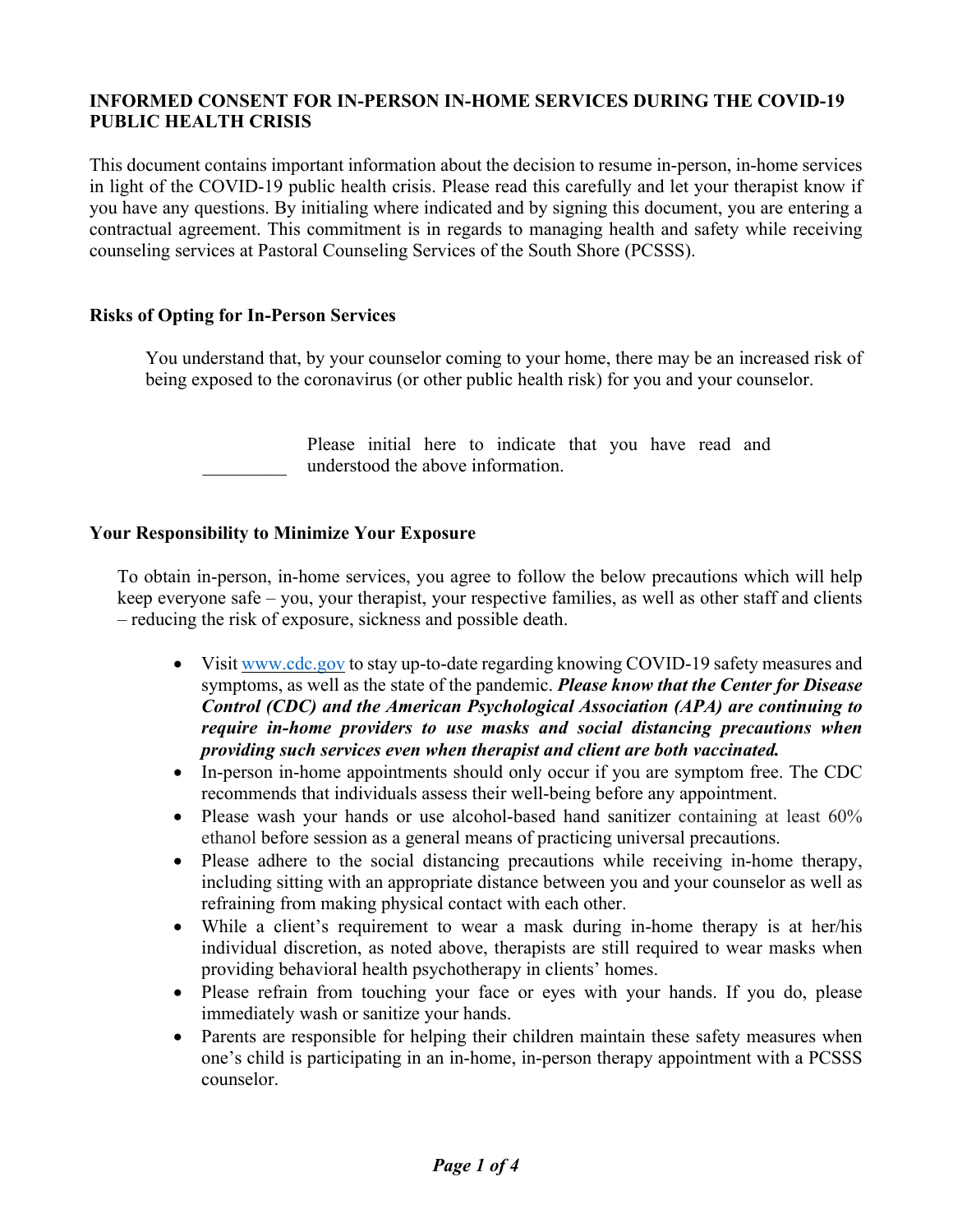# INFORMED CONSENT FOR IN-PERSON IN-HOME SERVICES DURING THE COVID-19 PUBLIC HEALTH CRISIS

This document contains important information about the decision to resume in-person, in-home services in light of the COVID-19 public health crisis. Please read this carefully and let your therapist know if you have any questions. By initialing where indicated and by signing this document, you are entering a contractual agreement. This commitment is in regards to managing health and safety while receiving counseling services at Pastoral Counseling Services of the South Shore (PCSSS).

## Risks of Opting for In-Person Services

You understand that, by your counselor coming to your home, there may be an increased risk of being exposed to the coronavirus (or other public health risk) for you and your counselor.

_________ Please initial here to indicate that you have read and understood the above information.

## Your Responsibility to Minimize Your Exposure

To obtain in-person, in-home services, you agree to follow the below precautions which will help keep everyone safe – you, your therapist, your respective families, as well as other staff and clients – reducing the risk of exposure, sickness and possible death.

- Visit www.cdc.gov to stay up-to-date regarding knowing COVID-19 safety measures and symptoms, as well as the state of the pandemic. ***Please know that the Center for Disease Control (CDC) and the American Psychological Association (APA) are continuing to require in-home providers to use masks and social distancing precautions when providing such services even when therapist and client are both vaccinated.***
- In-person in-home appointments should only occur if you are symptom free. The CDC recommends that individuals assess their well-being before any appointment.
- Please wash your hands or use alcohol-based hand sanitizer containing at least 60% ethanol before session as a general means of practicing universal precautions.
- Please adhere to the social distancing precautions while receiving in-home therapy, including sitting with an appropriate distance between you and your counselor as well as refraining from making physical contact with each other.
- While a client's requirement to wear a mask during in-home therapy is at her/his individual discretion, as noted above, therapists are still required to wear masks when providing behavioral health psychotherapy in clients' homes.
- Please refrain from touching your face or eyes with your hands. If you do, please immediately wash or sanitize your hands.
- Parents are responsible for helping their children maintain these safety measures when one's child is participating in an in-home, in-person therapy appointment with a PCSSS counselor.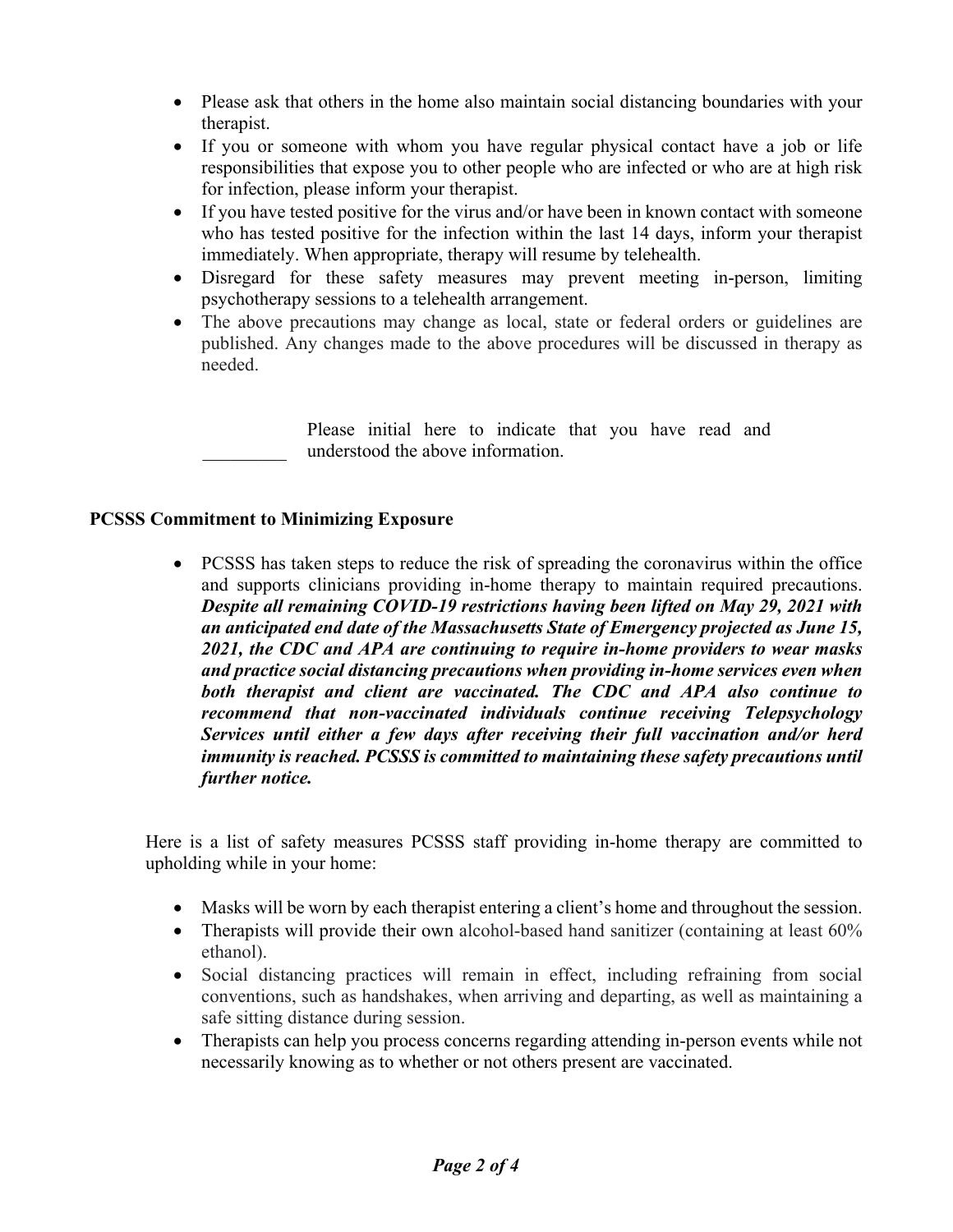- Please ask that others in the home also maintain social distancing boundaries with your therapist.
- If you or someone with whom you have regular physical contact have a job or life responsibilities that expose you to other people who are infected or who are at high risk for infection, please inform your therapist.
- If you have tested positive for the virus and/or have been in known contact with someone who has tested positive for the infection within the last 14 days, inform your therapist immediately. When appropriate, therapy will resume by telehealth.
- Disregard for these safety measures may prevent meeting in-person, limiting psychotherapy sessions to a telehealth arrangement.
- The above precautions may change as local, state or federal orders or guidelines are published. Any changes made to the above procedures will be discussed in therapy as needed.

_________ Please initial here to indicate that you have read and understood the above information.

**PCSSS Commitment to Minimizing Exposure**

- PCSSS has taken steps to reduce the risk of spreading the coronavirus within the office and supports clinicians providing in-home therapy to maintain required precautions. ***Despite all remaining COVID-19 restrictions having been lifted on May 29, 2021 with an anticipated end date of the Massachusetts State of Emergency projected as June 15, 2021, the CDC and APA are continuing to require in-home providers to wear masks and practice social distancing precautions when providing in-home services even when both therapist and client are vaccinated. The CDC and APA also continue to recommend that non-vaccinated individuals continue receiving Telepsychology Services until either a few days after receiving their full vaccination and/or herd immunity is reached. PCSSS is committed to maintaining these safety precautions until further notice.***

Here is a list of safety measures PCSSS staff providing in-home therapy are committed to upholding while in your home:

- Masks will be worn by each therapist entering a client's home and throughout the session.
- Therapists will provide their own alcohol-based hand sanitizer (containing at least 60% ethanol).
- Social distancing practices will remain in effect, including refraining from social conventions, such as handshakes, when arriving and departing, as well as maintaining a safe sitting distance during session.
- Therapists can help you process concerns regarding attending in-person events while not necessarily knowing as to whether or not others present are vaccinated.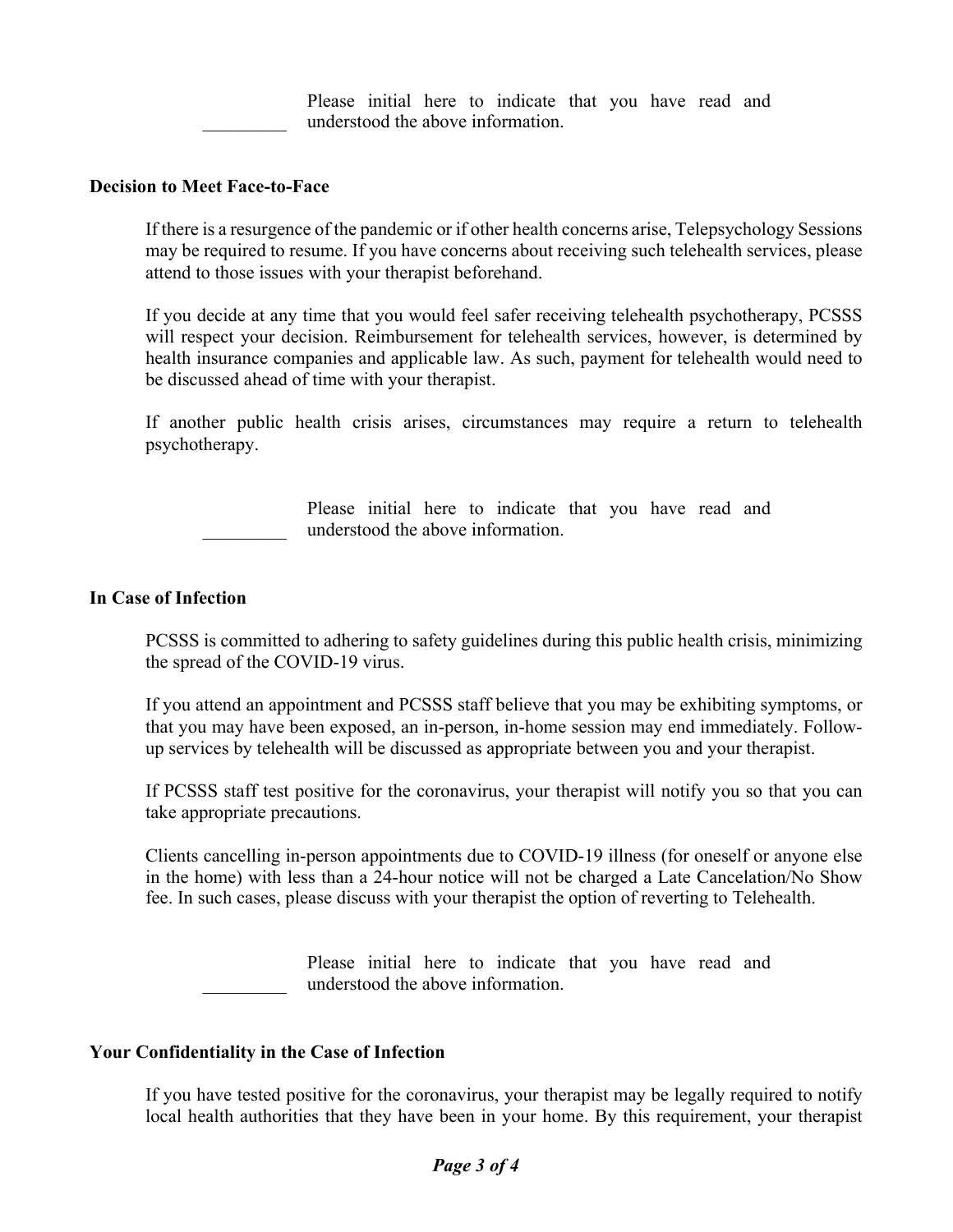_________ Please initial here to indicate that you have read and understood the above information.

**Decision to Meet Face-to-Face**

If there is a resurgence of the pandemic or if other health concerns arise, Telepsychology Sessions may be required to resume. If you have concerns about receiving such telehealth services, please attend to those issues with your therapist beforehand.

If you decide at any time that you would feel safer receiving telehealth psychotherapy, PCSSS will respect your decision. Reimbursement for telehealth services, however, is determined by health insurance companies and applicable law. As such, payment for telehealth would need to be discussed ahead of time with your therapist.

If another public health crisis arises, circumstances may require a return to telehealth psychotherapy.

_________ Please initial here to indicate that you have read and understood the above information.

**In Case of Infection**

PCSSS is committed to adhering to safety guidelines during this public health crisis, minimizing the spread of the COVID-19 virus.

If you attend an appointment and PCSSS staff believe that you may be exhibiting symptoms, or that you may have been exposed, an in-person, in-home session may end immediately. Follow-up services by telehealth will be discussed as appropriate between you and your therapist.

If PCSSS staff test positive for the coronavirus, your therapist will notify you so that you can take appropriate precautions.

Clients cancelling in-person appointments due to COVID-19 illness (for oneself or anyone else in the home) with less than a 24-hour notice will not be charged a Late Cancelation/No Show fee. In such cases, please discuss with your therapist the option of reverting to Telehealth.

_________ Please initial here to indicate that you have read and understood the above information.

**Your Confidentiality in the Case of Infection**

If you have tested positive for the coronavirus, your therapist may be legally required to notify local health authorities that they have been in your home. By this requirement, your therapist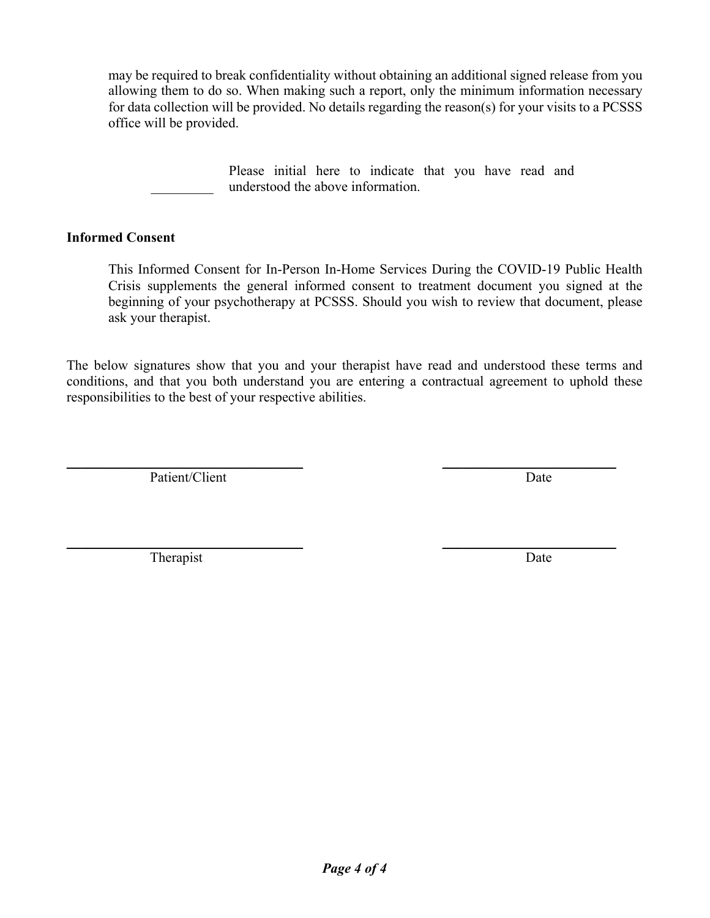may be required to break confidentiality without obtaining an additional signed release from you allowing them to do so. When making such a report, only the minimum information necessary for data collection will be provided. No details regarding the reason(s) for your visits to a PCSSS office will be provided.

_________ Please initial here to indicate that you have read and understood the above information.

**Informed Consent**

This Informed Consent for In-Person In-Home Services During the COVID-19 Public Health Crisis supplements the general informed consent to treatment document you signed at the beginning of your psychotherapy at PCSSS. Should you wish to review that document, please ask your therapist.

The below signatures show that you and your therapist have read and understood these terms and conditions, and that you both understand you are entering a contractual agreement to uphold these responsibilities to the best of your respective abilities.

| | |
|---|---|
| ______________________________ | ____________________ |
| Patient/Client | Date |
| ______________________________ | ____________________ |
| Therapist | Date |